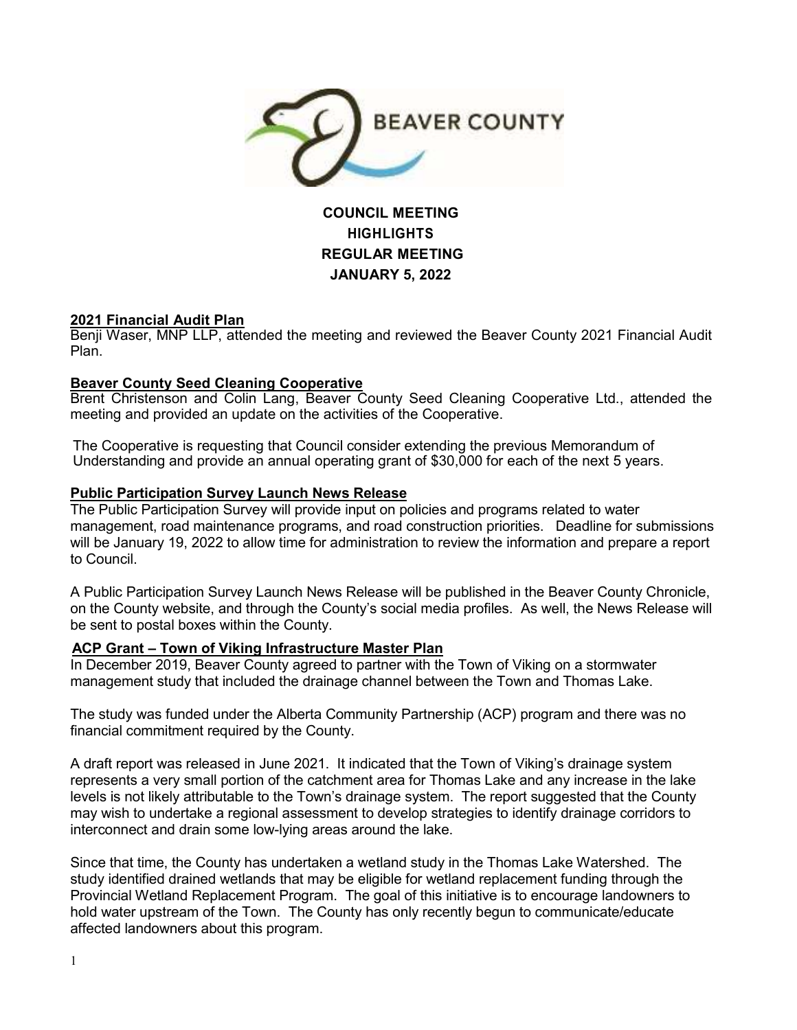BEAVER COUNTY

# COUNCIL MEETING HIGHLIGHTS REGULAR MEETING JANUARY 5, 2022

## 2021 Financial Audit Plan

Benji Waser, MNP LLP, attended the meeting and reviewed the Beaver County 2021 Financial Audit Plan.

## Beaver County Seed Cleaning Cooperative

Brent Christenson and Colin Lang, Beaver County Seed Cleaning Cooperative Ltd., attended the meeting and provided an update on the activities of the Cooperative.

The Cooperative is requesting that Council consider extending the previous Memorandum of Understanding and provide an annual operating grant of $30,000 for each of the next 5 years.

## Public Participation Survey Launch News Release

The Public Participation Survey will provide input on policies and programs related to water management, road maintenance programs, and road construction priorities. Deadline for submissions will be January 19, 2022 to allow time for administration to review the information and prepare a report to Council.

A Public Participation Survey Launch News Release will be published in the Beaver County Chronicle, on the County website, and through the County's social media profiles. As well, the News Release will be sent to postal boxes within the County.

## ACP Grant – Town of Viking Infrastructure Master Plan

In December 2019, Beaver County agreed to partner with the Town of Viking on a stormwater management study that included the drainage channel between the Town and Thomas Lake.

The study was funded under the Alberta Community Partnership (ACP) program and there was no financial commitment required by the County.

A draft report was released in June 2021. It indicated that the Town of Viking's drainage system represents a very small portion of the catchment area for Thomas Lake and any increase in the lake levels is not likely attributable to the Town's drainage system. The report suggested that the County may wish to undertake a regional assessment to develop strategies to identify drainage corridors to interconnect and drain some low-lying areas around the lake.

Since that time, the County has undertaken a wetland study in the Thomas Lake Watershed. The study identified drained wetlands that may be eligible for wetland replacement funding through the Provincial Wetland Replacement Program. The goal of this initiative is to encourage landowners to hold water upstream of the Town. The County has only recently begun to communicate/educate affected landowners about this program.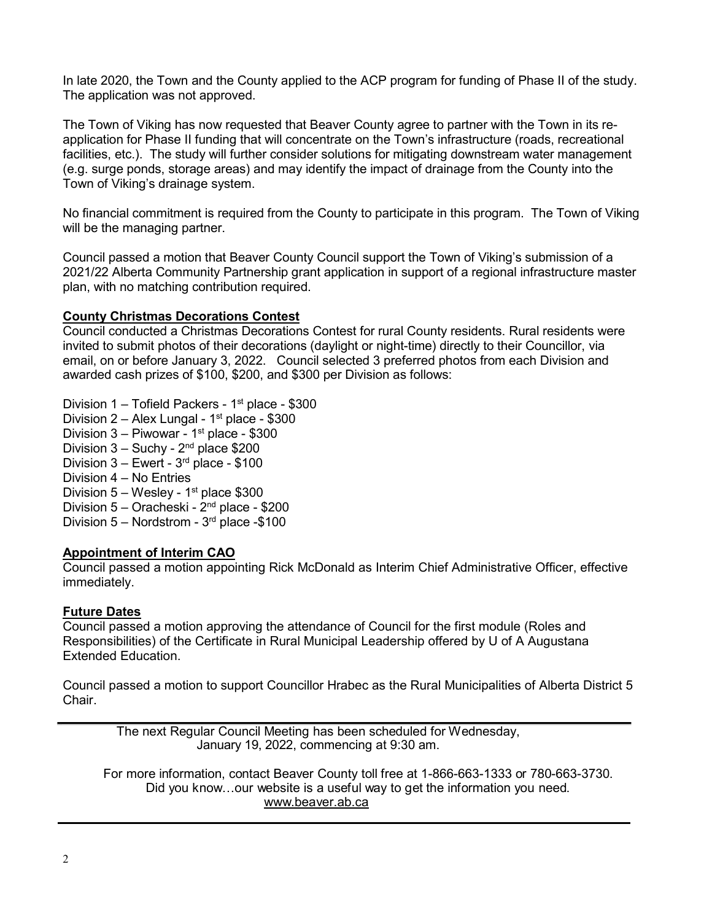In late 2020, the Town and the County applied to the ACP program for funding of Phase II of the study. The application was not approved.

The Town of Viking has now requested that Beaver County agree to partner with the Town in its re-application for Phase II funding that will concentrate on the Town's infrastructure (roads, recreational facilities, etc.). The study will further consider solutions for mitigating downstream water management (e.g. surge ponds, storage areas) and may identify the impact of drainage from the County into the Town of Viking's drainage system.

No financial commitment is required from the County to participate in this program. The Town of Viking will be the managing partner.

Council passed a motion that Beaver County Council support the Town of Viking's submission of a 2021/22 Alberta Community Partnership grant application in support of a regional infrastructure master plan, with no matching contribution required.

**County Christmas Decorations Contest**

Council conducted a Christmas Decorations Contest for rural County residents. Rural residents were invited to submit photos of their decorations (daylight or night-time) directly to their Councillor, via email, on or before January 3, 2022. Council selected 3 preferred photos from each Division and awarded cash prizes of $100, $200, and $300 per Division as follows:

Division 1 – Tofield Packers - 1st place - $300
Division 2 – Alex Lungal - 1st place - $300
Division 3 – Piwowar - 1st place - $300
Division 3 – Suchy - 2nd place $200
Division 3 – Ewert - 3rd place - $100
Division 4 – No Entries
Division 5 – Wesley - 1st place $300
Division 5 – Oracheski - 2nd place - $200
Division 5 – Nordstrom - 3rd place -$100

**Appointment of Interim CAO**

Council passed a motion appointing Rick McDonald as Interim Chief Administrative Officer, effective immediately.

**Future Dates**

Council passed a motion approving the attendance of Council for the first module (Roles and Responsibilities) of the Certificate in Rural Municipal Leadership offered by U of A Augustana Extended Education.

Council passed a motion to support Councillor Hrabec as the Rural Municipalities of Alberta District 5 Chair.

---

The next Regular Council Meeting has been scheduled for Wednesday, January 19, 2022, commencing at 9:30 am.

For more information, contact Beaver County toll free at 1-866-663-1333 or 780-663-3730.
Did you know…our website is a useful way to get the information you need.
www.beaver.ab.ca

---